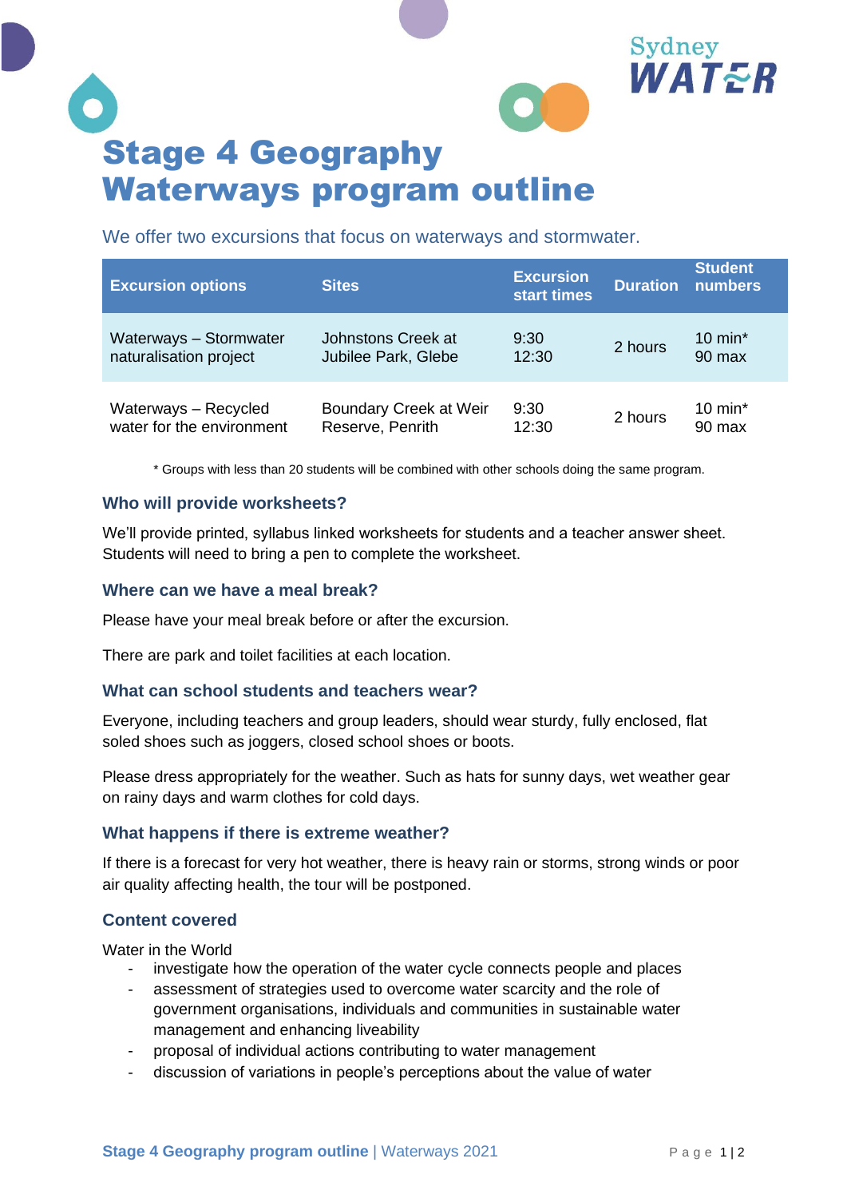# Stage 4 Geography Waterways program outline

We offer two excursions that focus on waterways and stormwater.

| Excursion options | Sites | Excursion start times | Duration | Student numbers |
|---|---|---|---|---|
| Waterways – Stormwater naturalisation project | Johnstons Creek at Jubilee Park, Glebe | 9:30<br>12:30 | 2 hours | 10 min*<br>90 max |
| Waterways – Recycled water for the environment | Boundary Creek at Weir Reserve, Penrith | 9:30<br>12:30 | 2 hours | 10 min*<br>90 max |

\* Groups with less than 20 students will be combined with other schools doing the same program.

### Who will provide worksheets?

We'll provide printed, syllabus linked worksheets for students and a teacher answer sheet. Students will need to bring a pen to complete the worksheet.

### Where can we have a meal break?

Please have your meal break before or after the excursion.

There are park and toilet facilities at each location.

### What can school students and teachers wear?

Everyone, including teachers and group leaders, should wear sturdy, fully enclosed, flat soled shoes such as joggers, closed school shoes or boots.

Please dress appropriately for the weather. Such as hats for sunny days, wet weather gear on rainy days and warm clothes for cold days.

### What happens if there is extreme weather?

If there is a forecast for very hot weather, there is heavy rain or storms, strong winds or poor air quality affecting health, the tour will be postponed.

### Content covered

Water in the World

- investigate how the operation of the water cycle connects people and places
- assessment of strategies used to overcome water scarcity and the role of government organisations, individuals and communities in sustainable water management and enhancing liveability
- proposal of individual actions contributing to water management
- discussion of variations in people's perceptions about the value of water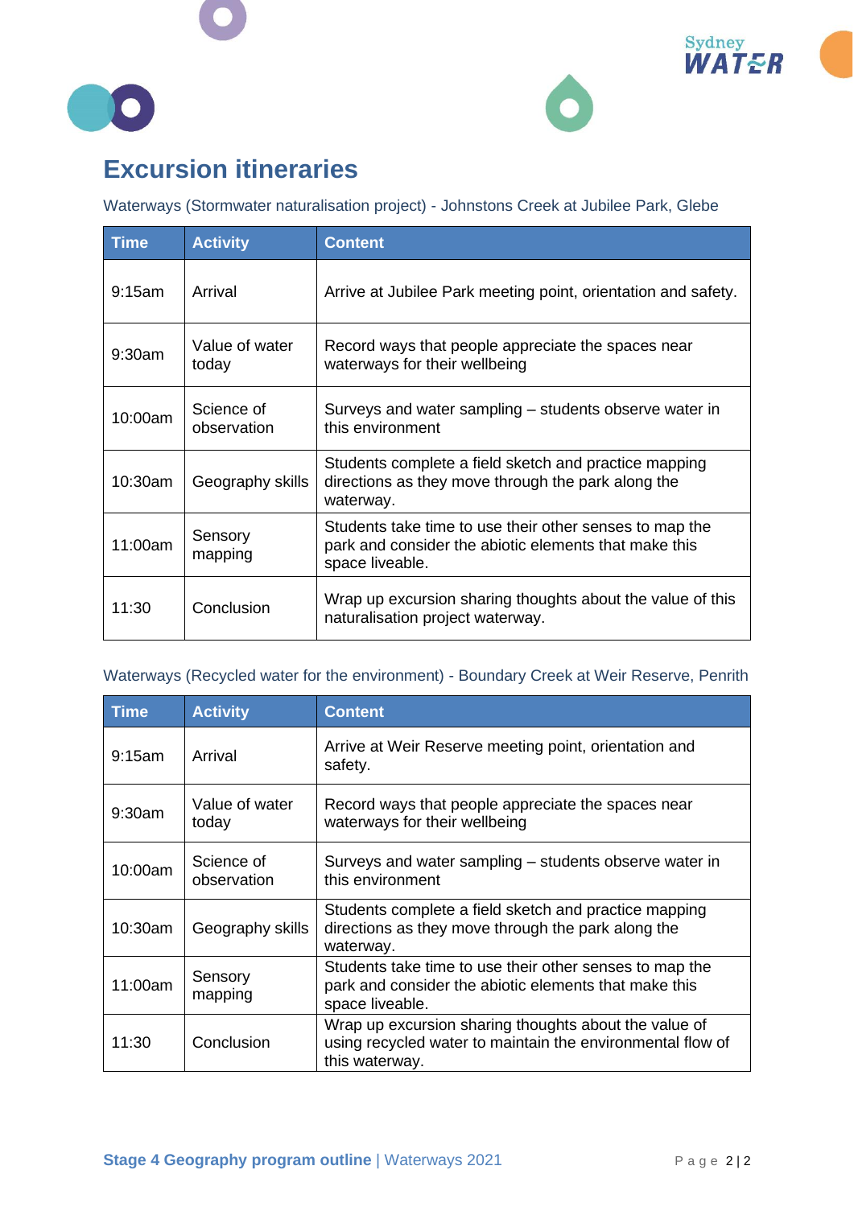# Excursion itineraries

Waterways (Stormwater naturalisation project) - Johnstons Creek at Jubilee Park, Glebe

| Time | Activity | Content |
| --- | --- | --- |
| 9:15am | Arrival | Arrive at Jubilee Park meeting point, orientation and safety. |
| 9:30am | Value of water today | Record ways that people appreciate the spaces near waterways for their wellbeing |
| 10:00am | Science of observation | Surveys and water sampling – students observe water in this environment |
| 10:30am | Geography skills | Students complete a field sketch and practice mapping directions as they move through the park along the waterway. |
| 11:00am | Sensory mapping | Students take time to use their other senses to map the park and consider the abiotic elements that make this space liveable. |
| 11:30 | Conclusion | Wrap up excursion sharing thoughts about the value of this naturalisation project waterway. |

Waterways (Recycled water for the environment) - Boundary Creek at Weir Reserve, Penrith

| Time | Activity | Content |
| --- | --- | --- |
| 9:15am | Arrival | Arrive at Weir Reserve meeting point, orientation and safety. |
| 9:30am | Value of water today | Record ways that people appreciate the spaces near waterways for their wellbeing |
| 10:00am | Science of observation | Surveys and water sampling – students observe water in this environment |
| 10:30am | Geography skills | Students complete a field sketch and practice mapping directions as they move through the park along the waterway. |
| 11:00am | Sensory mapping | Students take time to use their other senses to map the park and consider the abiotic elements that make this space liveable. |
| 11:30 | Conclusion | Wrap up excursion sharing thoughts about the value of using recycled water to maintain the environmental flow of this waterway. |